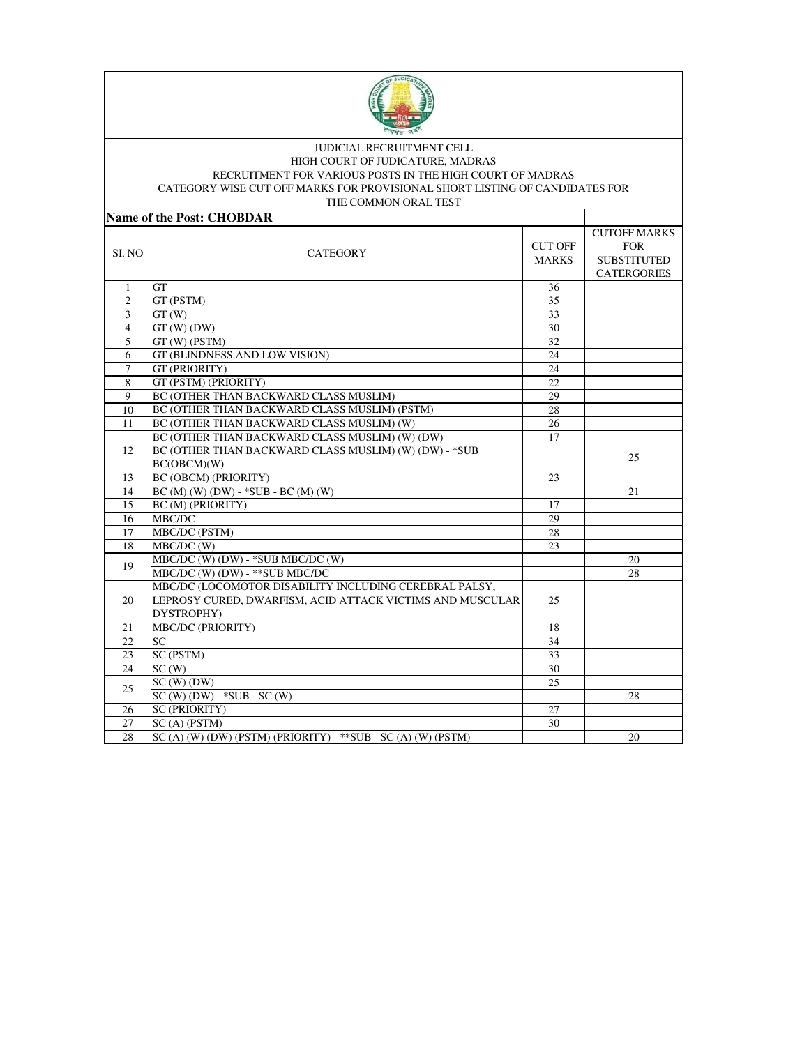JUDICIAL RECRUITMENT CELL

HIGH COURT OF JUDICATURE, MADRAS

RECRUITMENT FOR VARIOUS POSTS IN THE HIGH COURT OF MADRAS

CATEGORY WISE CUT OFF MARKS FOR PROVISIONAL SHORT LISTING OF CANDIDATES FOR THE COMMON ORAL TEST

**Name of the Post: CHOBDAR**

| SI. NO | CATEGORY | CUT OFF MARKS | CUTOFF MARKS FOR SUBSTITUTED CATERGORIES |
|---|---|---|---|
| 1 | GT | 36 | |
| 2 | GT (PSTM) | 35 | |
| 3 | GT (W) | 33 | |
| 4 | GT (W) (DW) | 30 | |
| 5 | GT (W) (PSTM) | 32 | |
| 6 | GT (BLINDNESS AND LOW VISION) | 24 | |
| 7 | GT (PRIORITY) | 24 | |
| 8 | GT (PSTM) (PRIORITY) | 22 | |
| 9 | BC (OTHER THAN BACKWARD CLASS MUSLIM) | 29 | |
| 10 | BC (OTHER THAN BACKWARD CLASS MUSLIM) (PSTM) | 28 | |
| 11 | BC (OTHER THAN BACKWARD CLASS MUSLIM) (W) | 26 | |
| 12 | BC (OTHER THAN BACKWARD CLASS MUSLIM) (W) (DW) | 17 | |
| | BC (OTHER THAN BACKWARD CLASS MUSLIM) (W) (DW) - *SUB BC(OBCM)(W) | | 25 |
| 13 | BC (OBCM) (PRIORITY) | 23 | |
| 14 | BC (M) (W) (DW) - *SUB - BC (M) (W) | | 21 |
| 15 | BC (M) (PRIORITY) | 17 | |
| 16 | MBC/DC | 29 | |
| 17 | MBC/DC (PSTM) | 28 | |
| 18 | MBC/DC (W) | 23 | |
| 19 | MBC/DC (W) (DW) - *SUB MBC/DC (W) | | 20 |
| | MBC/DC (W) (DW) - **SUB MBC/DC | | 28 |
| 20 | MBC/DC (LOCOMOTOR DISABILITY INCLUDING CEREBRAL PALSY, LEPROSY CURED, DWARFISM, ACID ATTACK VICTIMS AND MUSCULAR DYSTROPHY) | 25 | |
| 21 | MBC/DC (PRIORITY) | 18 | |
| 22 | SC | 34 | |
| 23 | SC (PSTM) | 33 | |
| 24 | SC (W) | 30 | |
| 25 | SC (W) (DW) | 25 | |
| | SC (W) (DW) - *SUB - SC (W) | | 28 |
| 26 | SC (PRIORITY) | 27 | |
| 27 | SC (A) (PSTM) | 30 | |
| 28 | SC (A) (W) (DW) (PSTM) (PRIORITY) - **SUB - SC (A) (W) (PSTM) | | 20 |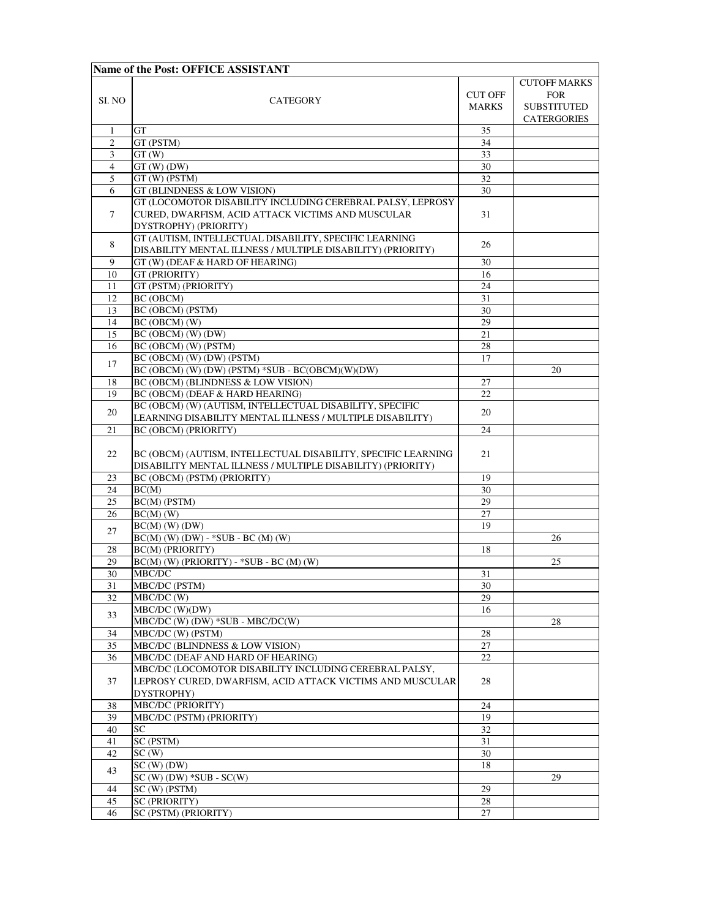| Name of the Post: OFFICE ASSISTANT | | | |
|---|---|---|---|
| SI. NO | CATEGORY | CUT OFF MARKS | CUTOFF MARKS FOR SUBSTITUTED CATERGORIES |
| 1 | GT | 35 | |
| 2 | GT (PSTM) | 34 | |
| 3 | GT (W) | 33 | |
| 4 | GT (W) (DW) | 30 | |
| 5 | GT (W) (PSTM) | 32 | |
| 6 | GT (BLINDNESS & LOW VISION) | 30 | |
| 7 | GT (LOCOMOTOR DISABILITY INCLUDING CEREBRAL PALSY, LEPROSY CURED, DWARFISM, ACID ATTACK VICTIMS AND MUSCULAR DYSTROPHY) (PRIORITY) | 31 | |
| 8 | GT (AUTISM, INTELLECTUAL DISABILITY, SPECIFIC LEARNING DISABILITY MENTAL ILLNESS / MULTIPLE DISABILITY) (PRIORITY) | 26 | |
| 9 | GT (W) (DEAF & HARD OF HEARING) | 30 | |
| 10 | GT (PRIORITY) | 16 | |
| 11 | GT (PSTM) (PRIORITY) | 24 | |
| 12 | BC (OBCM) | 31 | |
| 13 | BC (OBCM) (PSTM) | 30 | |
| 14 | BC (OBCM) (W) | 29 | |
| 15 | BC (OBCM) (W) (DW) | 21 | |
| 16 | BC (OBCM) (W) (PSTM) | 28 | |
| 17 | BC (OBCM) (W) (DW) (PSTM) | 17 | |
| | BC (OBCM) (W) (DW) (PSTM) *SUB - BC(OBCM)(W)(DW) | | 20 |
| 18 | BC (OBCM) (BLINDNESS & LOW VISION) | 27 | |
| 19 | BC (OBCM) (DEAF & HARD HEARING) | 22 | |
| 20 | BC (OBCM) (W) (AUTISM, INTELLECTUAL DISABILITY, SPECIFIC LEARNING DISABILITY MENTAL ILLNESS / MULTIPLE DISABILITY) | 20 | |
| 21 | BC (OBCM) (PRIORITY) | 24 | |
| 22 | BC (OBCM) (AUTISM, INTELLECTUAL DISABILITY, SPECIFIC LEARNING DISABILITY MENTAL ILLNESS / MULTIPLE DISABILITY) (PRIORITY) | 21 | |
| 23 | BC (OBCM) (PSTM) (PRIORITY) | 19 | |
| 24 | BC(M) | 30 | |
| 25 | BC(M) (PSTM) | 29 | |
| 26 | BC(M) (W) | 27 | |
| 27 | BC(M) (W) (DW) | 19 | |
| | BC(M) (W) (DW) - *SUB - BC (M) (W) | | 26 |
| 28 | BC(M) (PRIORITY) | 18 | |
| 29 | BC(M) (W) (PRIORITY) - *SUB - BC (M) (W) | | 25 |
| 30 | MBC/DC | 31 | |
| 31 | MBC/DC (PSTM) | 30 | |
| 32 | MBC/DC (W) | 29 | |
| 33 | MBC/DC (W)(DW) | 16 | |
| | MBC/DC (W) (DW) *SUB - MBC/DC(W) | | 28 |
| 34 | MBC/DC (W) (PSTM) | 28 | |
| 35 | MBC/DC (BLINDNESS & LOW VISION) | 27 | |
| 36 | MBC/DC (DEAF AND HARD OF HEARING) | 22 | |
| 37 | MBC/DC (LOCOMOTOR DISABILITY INCLUDING CEREBRAL PALSY, LEPROSY CURED, DWARFISM, ACID ATTACK VICTIMS AND MUSCULAR DYSTROPHY) | 28 | |
| 38 | MBC/DC (PRIORITY) | 24 | |
| 39 | MBC/DC (PSTM) (PRIORITY) | 19 | |
| 40 | SC | 32 | |
| 41 | SC (PSTM) | 31 | |
| 42 | SC (W) | 30 | |
| 43 | SC (W) (DW) | 18 | |
| | SC (W) (DW) *SUB - SC(W) | | 29 |
| 44 | SC (W) (PSTM) | 29 | |
| 45 | SC (PRIORITY) | 28 | |
| 46 | SC (PSTM) (PRIORITY) | 27 | |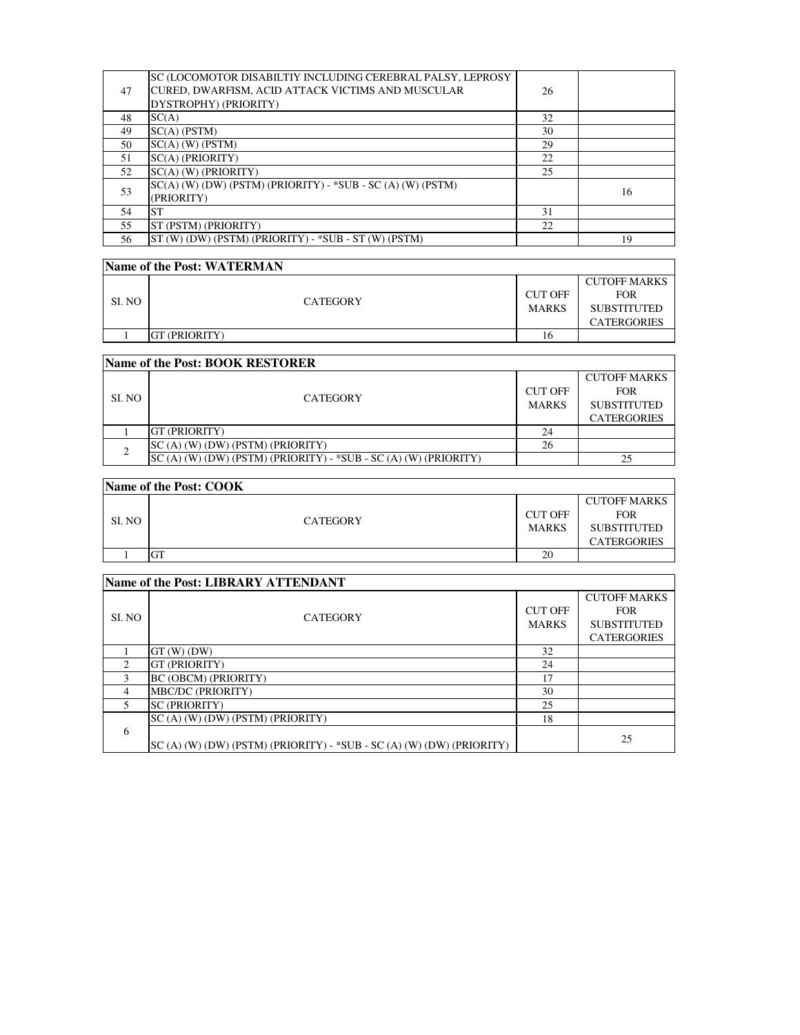| | | | |
|---|---|---|---|
| 47 | SC (LOCOMOTOR DISABILTIY INCLUDING CEREBRAL PALSY, LEPROSY CURED, DWARFISM, ACID ATTACK VICTIMS AND MUSCULAR DYSTROPHY) (PRIORITY) | 26 | |
| 48 | SC(A) | 32 | |
| 49 | SC(A) (PSTM) | 30 | |
| 50 | SC(A) (W) (PSTM) | 29 | |
| 51 | SC(A) (PRIORITY) | 22 | |
| 52 | SC(A) (W) (PRIORITY) | 25 | |
| 53 | SC(A) (W) (DW) (PSTM) (PRIORITY) - *SUB - SC (A) (W) (PSTM) (PRIORITY) | | 16 |
| 54 | ST | 31 | |
| 55 | ST (PSTM) (PRIORITY) | 22 | |
| 56 | ST (W) (DW) (PSTM) (PRIORITY) - *SUB - ST (W) (PSTM) | | 19 |

**Name of the Post: WATERMAN**

| SI. NO | CATEGORY | CUT OFF MARKS | CUTOFF MARKS FOR SUBSTITUTED CATERGORIES |
|---|---|---|---|
| 1 | GT (PRIORITY) | 16 | |

**Name of the Post: BOOK RESTORER**

| SI. NO | CATEGORY | CUT OFF MARKS | CUTOFF MARKS FOR SUBSTITUTED CATERGORIES |
|---|---|---|---|
| 1 | GT (PRIORITY) | 24 | |
| 2 | SC (A) (W) (DW) (PSTM) (PRIORITY) | 26 | |
| | SC (A) (W) (DW) (PSTM) (PRIORITY) - *SUB - SC (A) (W) (PRIORITY) | | 25 |

**Name of the Post: COOK**

| SI. NO | CATEGORY | CUT OFF MARKS | CUTOFF MARKS FOR SUBSTITUTED CATERGORIES |
|---|---|---|---|
| 1 | GT | 20 | |

**Name of the Post: LIBRARY ATTENDANT**

| SI. NO | CATEGORY | CUT OFF MARKS | CUTOFF MARKS FOR SUBSTITUTED CATERGORIES |
|---|---|---|---|
| 1 | GT (W) (DW) | 32 | |
| 2 | GT (PRIORITY) | 24 | |
| 3 | BC (OBCM) (PRIORITY) | 17 | |
| 4 | MBC/DC (PRIORITY) | 30 | |
| 5 | SC (PRIORITY) | 25 | |
| 6 | SC (A) (W) (DW) (PSTM) (PRIORITY) | 18 | |
| | SC (A) (W) (DW) (PSTM) (PRIORITY) - *SUB - SC (A) (W) (DW) (PRIORITY) | | 25 |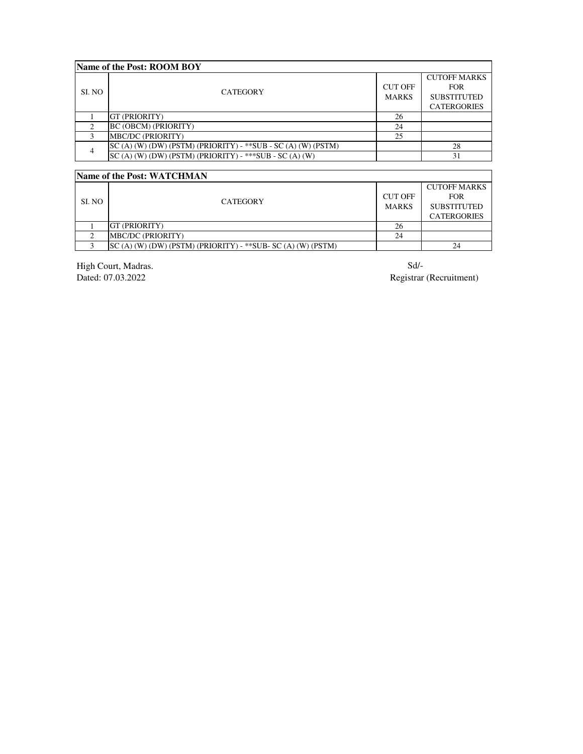**Name of the Post: ROOM BOY**

| SI. NO | CATEGORY | CUT OFF MARKS | CUTOFF MARKS FOR SUBSTITUTED CATERGORIES |
|---|---|---|---|
| 1 | GT (PRIORITY) | 26 | |
| 2 | BC (OBCM) (PRIORITY) | 24 | |
| 3 | MBC/DC (PRIORITY) | 25 | |
| 4 | SC (A) (W) (DW) (PSTM) (PRIORITY) - **SUB - SC (A) (W) (PSTM) | | 28 |
| | SC (A) (W) (DW) (PSTM) (PRIORITY) - ***SUB - SC (A) (W) | | 31 |

**Name of the Post: WATCHMAN**

| SI. NO | CATEGORY | CUT OFF MARKS | CUTOFF MARKS FOR SUBSTITUTED CATERGORIES |
|---|---|---|---|
| 1 | GT (PRIORITY) | 26 | |
| 2 | MBC/DC (PRIORITY) | 24 | |
| 3 | SC (A) (W) (DW) (PSTM) (PRIORITY) - **SUB- SC (A) (W) (PSTM) | | 24 |

High Court, Madras.
Dated: 07.03.2022

Sd/-
Registrar (Recruitment)